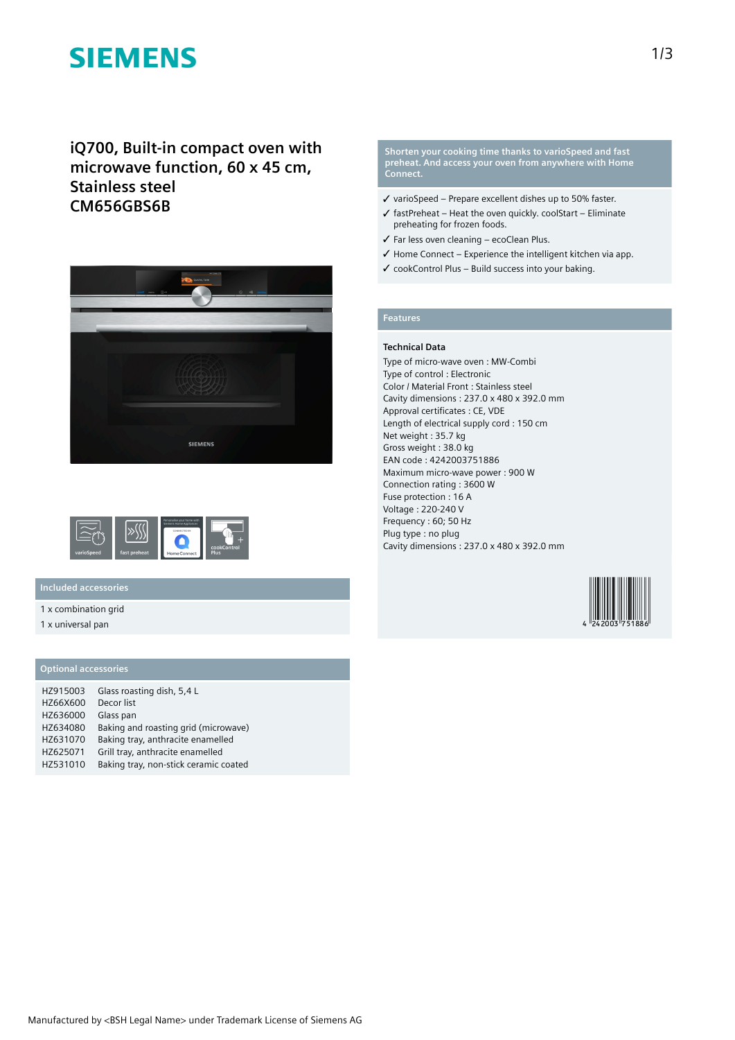SIEMENS

# iQ700, Built-in compact oven with microwave function, 60 x 45 cm, Stainless steel
# CM656GBS6B

varioSpeed | fast preheat | Home Connect | cookControl Plus

## Included accessories

1 x combination grid
1 x universal pan

## Optional accessories

| | |
|---|---|
| HZ915003 | Glass roasting dish, 5,4 L |
| HZ66X600 | Decor list |
| HZ636000 | Glass pan |
| HZ634080 | Baking and roasting grid (microwave) |
| HZ631070 | Baking tray, anthracite enamelled |
| HZ625071 | Grill tray, anthracite enamelled |
| HZ531010 | Baking tray, non-stick ceramic coated |

**Shorten your cooking time thanks to varioSpeed and fast preheat. And access your oven from anywhere with Home Connect.**

- ✓ varioSpeed – Prepare excellent dishes up to 50% faster.
- ✓ fastPreheat – Heat the oven quickly. coolStart – Eliminate preheating for frozen foods.
- ✓ Far less oven cleaning – ecoClean Plus.
- ✓ Home Connect – Experience the intelligent kitchen via app.
- ✓ cookControl Plus – Build success into your baking.

## Features

### Technical Data

Type of micro-wave oven : MW-Combi
Type of control : Electronic
Color / Material Front : Stainless steel
Cavity dimensions : 237.0 x 480 x 392.0 mm
Approval certificates : CE, VDE
Length of electrical supply cord : 150 cm
Net weight : 35.7 kg
Gross weight : 38.0 kg
EAN code : 4242003751886
Maximum micro-wave power : 900 W
Connection rating : 3600 W
Fuse protection : 16 A
Voltage : 220-240 V
Frequency : 60; 50 Hz
Plug type : no plug
Cavity dimensions : 237.0 x 480 x 392.0 mm

4 242003 751886

Manufactured by <BSH Legal Name> under Trademark License of Siemens AG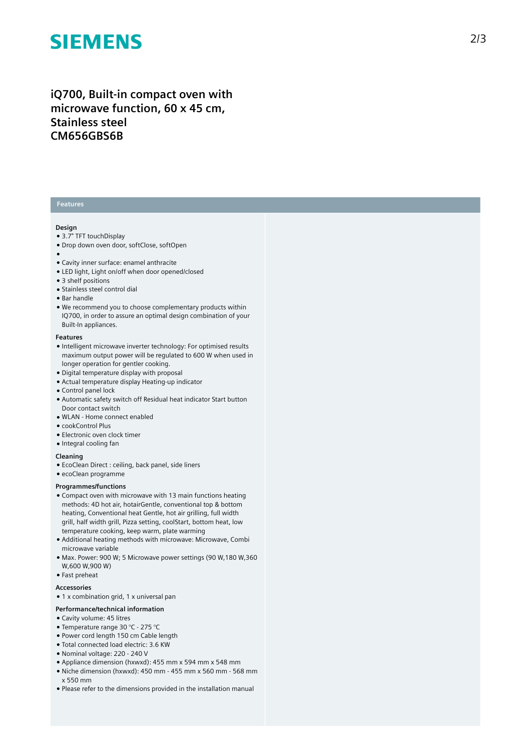# iQ700, Built-in compact oven with microwave function, 60 x 45 cm, Stainless steel
# CM656GBS6B

## Features

### Design

- 3.7" TFT touchDisplay
- Drop down oven door, softClose, softOpen
- 
- Cavity inner surface: enamel anthracite
- LED light, Light on/off when door opened/closed
- 3 shelf positions
- Stainless steel control dial
- Bar handle
- We recommend you to choose complementary products within IQ700, in order to assure an optimal design combination of your Built-In appliances.

### Features

- Intelligent microwave inverter technology: For optimised results maximum output power will be regulated to 600 W when used in longer operation for gentler cooking.
- Digital temperature display with proposal
- Actual temperature display Heating-up indicator
- Control panel lock
- Automatic safety switch off Residual heat indicator Start button Door contact switch
- WLAN - Home connect enabled
- cookControl Plus
- Electronic oven clock timer
- Integral cooling fan

### Cleaning

- EcoClean Direct : ceiling, back panel, side liners
- ecoClean programme

### Programmes/functions

- Compact oven with microwave with 13 main functions heating methods: 4D hot air, hotairGentle, conventional top & bottom heating, Conventional heat Gentle, hot air grilling, full width grill, half width grill, Pizza setting, coolStart, bottom heat, low temperature cooking, keep warm, plate warming
- Additional heating methods with microwave: Microwave, Combi microwave variable
- Max. Power: 900 W; 5 Microwave power settings (90 W,180 W,360 W,600 W,900 W)
- Fast preheat

### Accessories

- 1 x combination grid, 1 x universal pan

### Performance/technical information

- Cavity volume: 45 litres
- Temperature range 30 °C - 275 °C
- Power cord length 150 cm Cable length
- Total connected load electric: 3.6 KW
- Nominal voltage: 220 - 240 V
- Appliance dimension (hxwxd): 455 mm x 594 mm x 548 mm
- Niche dimension (hxwxd): 450 mm - 455 mm x 560 mm - 568 mm x 550 mm
- Please refer to the dimensions provided in the installation manual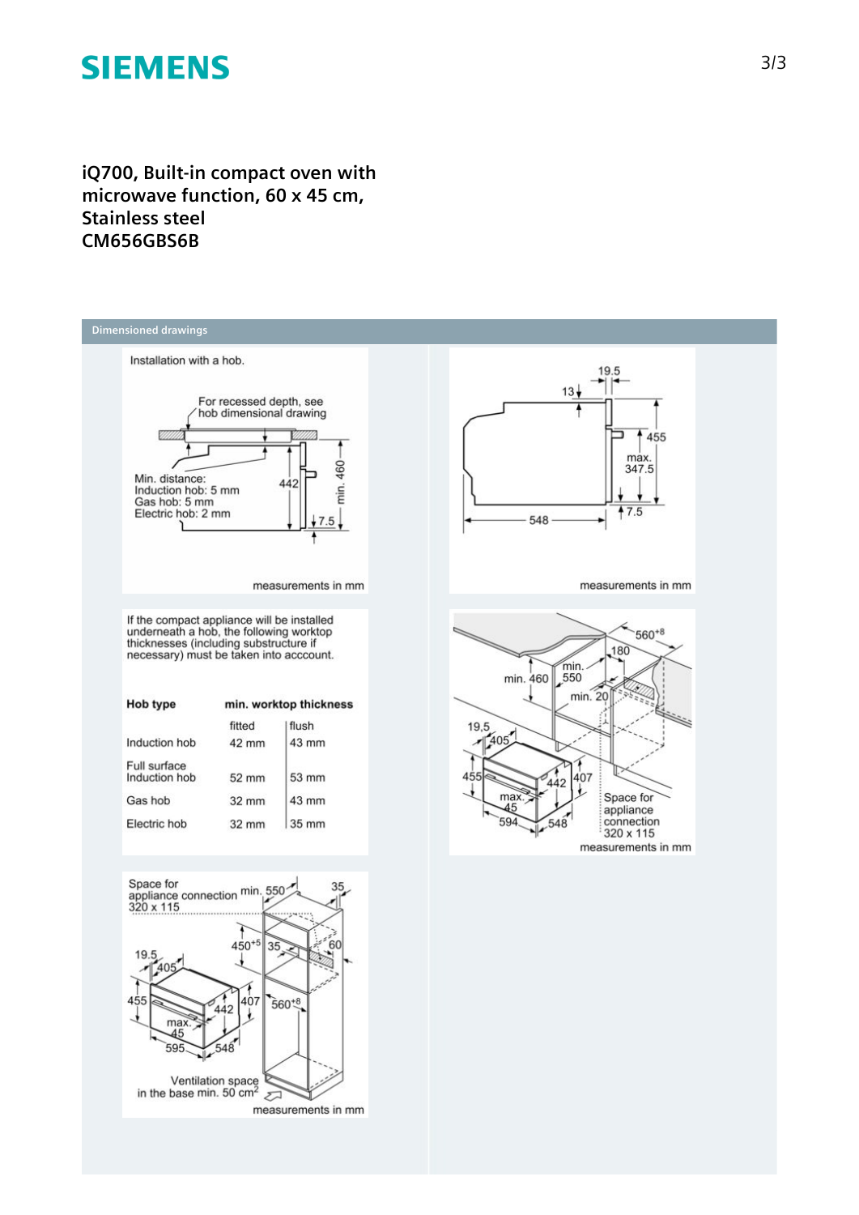# iQ700, Built-in compact oven with microwave function, 60 x 45 cm, Stainless steel CM656GBS6B

## Dimensioned drawings

Installation with a hob.

For recessed depth, see hob dimensional drawing

Min. distance:
Induction hob: 5 mm
Gas hob: 5 mm
Electric hob: 2 mm

442

min. 460

7.5

measurements in mm

13

19.5

455

max. 347.5

7.5

548

measurements in mm

If the compact appliance will be installed underneath a hob, the following worktop thicknesses (including substructure if necessary) must be taken into acccount.

| Hob type | min. worktop thickness | |
|---|---|---|
| | fitted | flush |
| Induction hob | 42 mm | 43 mm |
| Full surface Induction hob | 52 mm | 53 mm |
| Gas hob | 32 mm | 43 mm |
| Electric hob | 32 mm | 35 mm |

560$^{+8}$

180

min. 460

min. 550

min. 20

19,5

405

455

442

407

max. 45

594

548

Space for appliance connection 320 x 115

measurements in mm

Space for appliance connection 320 x 115

min. 550

35

450$^{+5}$

35

60

19.5

405

455

442

407

560$^{+8}$

max. 45

595

548

Ventilation space in the base min. 50 cm$^2$

measurements in mm